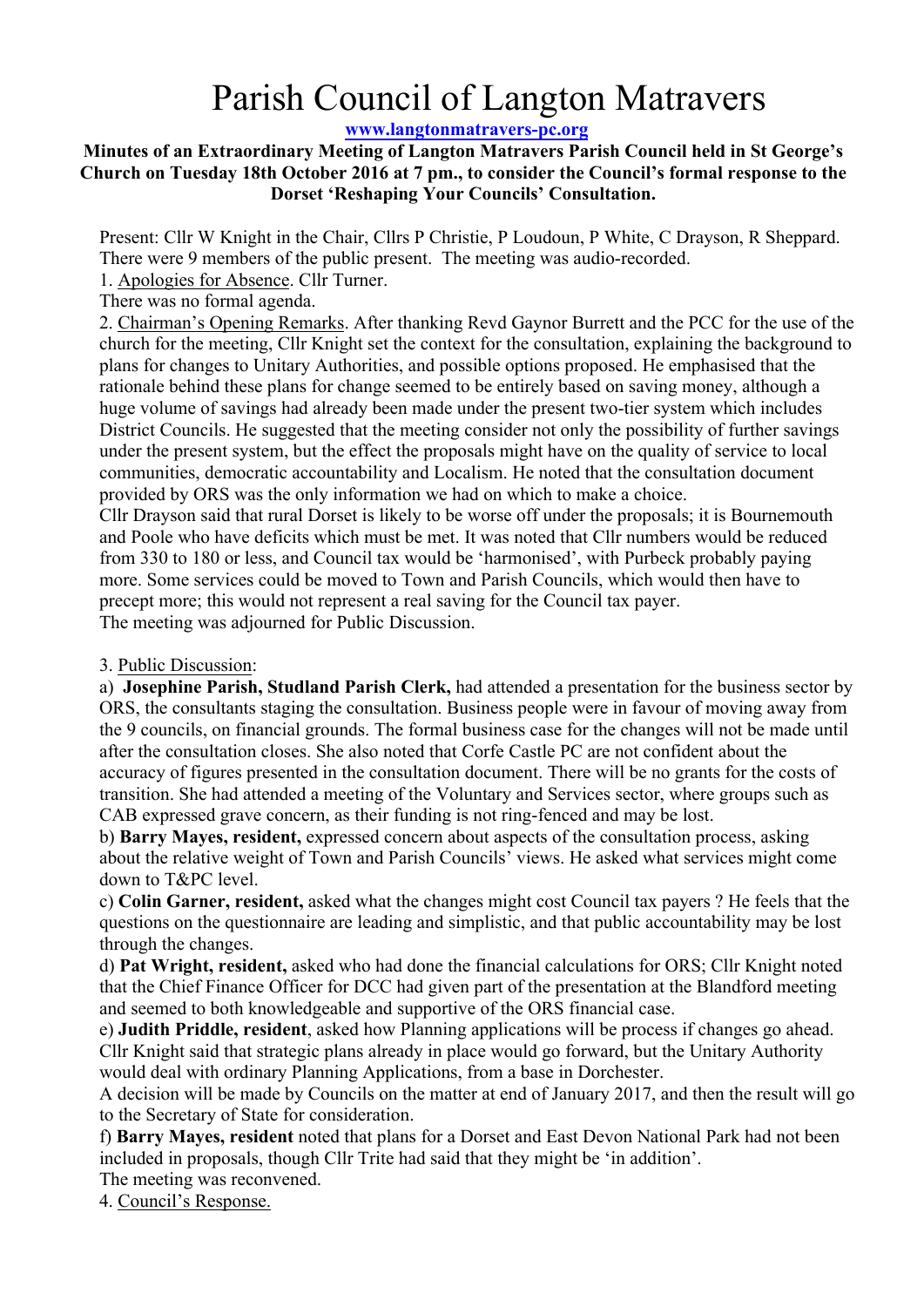# Parish Council of Langton Matravers

**www.langtonmatravers-pc.org**

**Minutes of an Extraordinary Meeting of Langton Matravers Parish Council held in St George's Church on Tuesday 18th October 2016 at 7 pm., to consider the Council's formal response to the Dorset 'Reshaping Your Councils' Consultation.**

Present: Cllr W Knight in the Chair, Cllrs P Christie, P Loudoun, P White, C Drayson, R Sheppard. There were 9 members of the public present. The meeting was audio-recorded.

1. Apologies for Absence. Cllr Turner.

There was no formal agenda.

2. Chairman's Opening Remarks. After thanking Revd Gaynor Burrett and the PCC for the use of the church for the meeting, Cllr Knight set the context for the consultation, explaining the background to plans for changes to Unitary Authorities, and possible options proposed. He emphasised that the rationale behind these plans for change seemed to be entirely based on saving money, although a huge volume of savings had already been made under the present two-tier system which includes District Councils. He suggested that the meeting consider not only the possibility of further savings under the present system, but the effect the proposals might have on the quality of service to local communities, democratic accountability and Localism. He noted that the consultation document provided by ORS was the only information we had on which to make a choice.

Cllr Drayson said that rural Dorset is likely to be worse off under the proposals; it is Bournemouth and Poole who have deficits which must be met. It was noted that Cllr numbers would be reduced from 330 to 180 or less, and Council tax would be 'harmonised', with Purbeck probably paying more. Some services could be moved to Town and Parish Councils, which would then have to precept more; this would not represent a real saving for the Council tax payer.

The meeting was adjourned for Public Discussion.

3. Public Discussion:

a) **Josephine Parish, Studland Parish Clerk,** had attended a presentation for the business sector by ORS, the consultants staging the consultation. Business people were in favour of moving away from the 9 councils, on financial grounds. The formal business case for the changes will not be made until after the consultation closes. She also noted that Corfe Castle PC are not confident about the accuracy of figures presented in the consultation document. There will be no grants for the costs of transition. She had attended a meeting of the Voluntary and Services sector, where groups such as CAB expressed grave concern, as their funding is not ring-fenced and may be lost.

b) **Barry Mayes, resident,** expressed concern about aspects of the consultation process, asking about the relative weight of Town and Parish Councils' views. He asked what services might come down to T&PC level.

c) **Colin Garner, resident,** asked what the changes might cost Council tax payers ? He feels that the questions on the questionnaire are leading and simplistic, and that public accountability may be lost through the changes.

d) **Pat Wright, resident,** asked who had done the financial calculations for ORS; Cllr Knight noted that the Chief Finance Officer for DCC had given part of the presentation at the Blandford meeting and seemed to both knowledgeable and supportive of the ORS financial case.

e) **Judith Priddle, resident**, asked how Planning applications will be process if changes go ahead. Cllr Knight said that strategic plans already in place would go forward, but the Unitary Authority would deal with ordinary Planning Applications, from a base in Dorchester.

A decision will be made by Councils on the matter at end of January 2017, and then the result will go to the Secretary of State for consideration.

f) **Barry Mayes, resident** noted that plans for a Dorset and East Devon National Park had not been included in proposals, though Cllr Trite had said that they might be 'in addition'.

The meeting was reconvened.

4. Council's Response.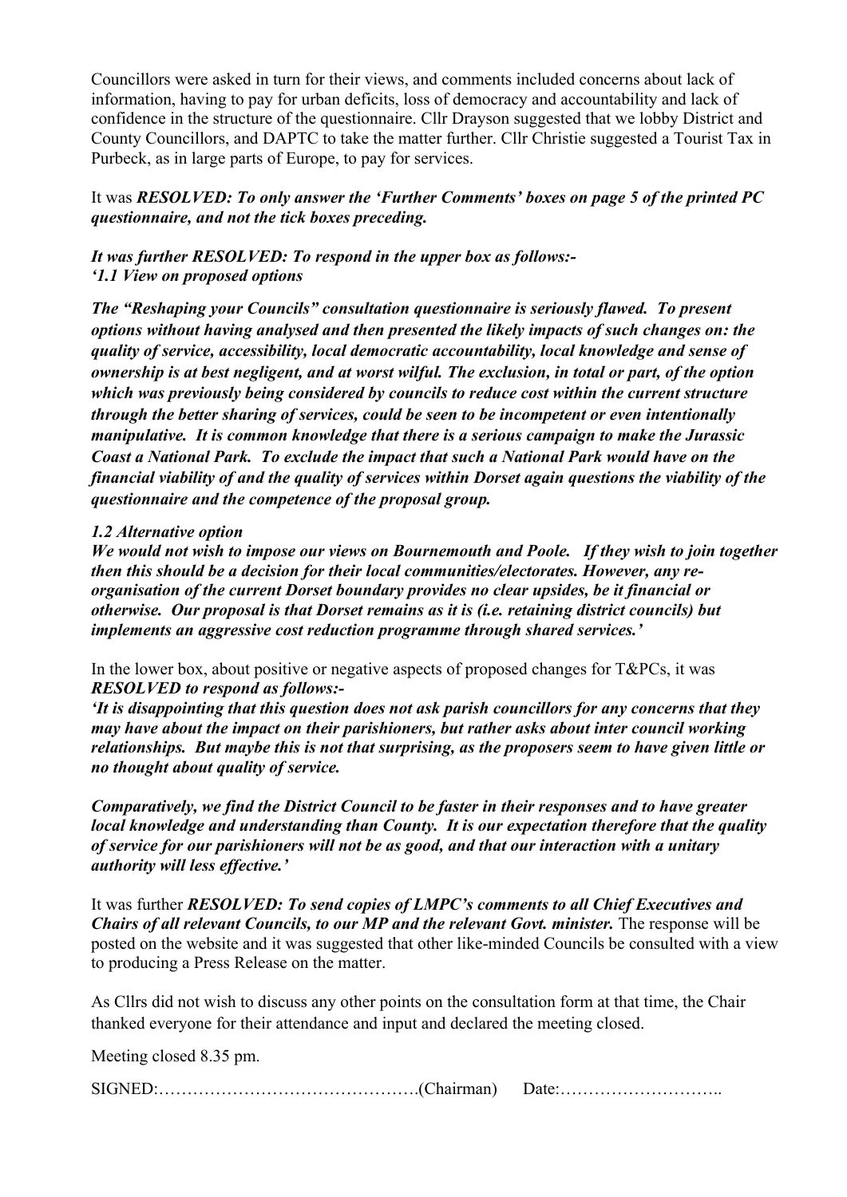Councillors were asked in turn for their views, and comments included concerns about lack of information, having to pay for urban deficits, loss of democracy and accountability and lack of confidence in the structure of the questionnaire. Cllr Drayson suggested that we lobby District and County Councillors, and DAPTC to take the matter further. Cllr Christie suggested a Tourist Tax in Purbeck, as in large parts of Europe, to pay for services.

It was ***RESOLVED: To only answer the 'Further Comments' boxes on page 5 of the printed PC questionnaire, and not the tick boxes preceding.***

***It was further RESOLVED: To respond in the upper box as follows:-***
***'1.1 View on proposed options***

***The "Reshaping your Councils" consultation questionnaire is seriously flawed. To present options without having analysed and then presented the likely impacts of such changes on: the quality of service, accessibility, local democratic accountability, local knowledge and sense of ownership is at best negligent, and at worst wilful. The exclusion, in total or part, of the option which was previously being considered by councils to reduce cost within the current structure through the better sharing of services, could be seen to be incompetent or even intentionally manipulative. It is common knowledge that there is a serious campaign to make the Jurassic Coast a National Park. To exclude the impact that such a National Park would have on the financial viability of and the quality of services within Dorset again questions the viability of the questionnaire and the competence of the proposal group.***

***1.2 Alternative option***
***We would not wish to impose our views on Bournemouth and Poole. If they wish to join together then this should be a decision for their local communities/electorates. However, any re-organisation of the current Dorset boundary provides no clear upsides, be it financial or otherwise. Our proposal is that Dorset remains as it is (i.e. retaining district councils) but implements an aggressive cost reduction programme through shared services.'***

In the lower box, about positive or negative aspects of proposed changes for T&PCs, it was ***RESOLVED to respond as follows:-***
***'It is disappointing that this question does not ask parish councillors for any concerns that they may have about the impact on their parishioners, but rather asks about inter council working relationships. But maybe this is not that surprising, as the proposers seem to have given little or no thought about quality of service.***

***Comparatively, we find the District Council to be faster in their responses and to have greater local knowledge and understanding than County. It is our expectation therefore that the quality of service for our parishioners will not be as good, and that our interaction with a unitary authority will less effective.'***

It was further ***RESOLVED: To send copies of LMPC's comments to all Chief Executives and Chairs of all relevant Councils, to our MP and the relevant Govt. minister.*** The response will be posted on the website and it was suggested that other like-minded Councils be consulted with a view to producing a Press Release on the matter.

As Cllrs did not wish to discuss any other points on the consultation form at that time, the Chair thanked everyone for their attendance and input and declared the meeting closed.

Meeting closed 8.35 pm.

SIGNED:……………………………………….(Chairman) Date:………………………..